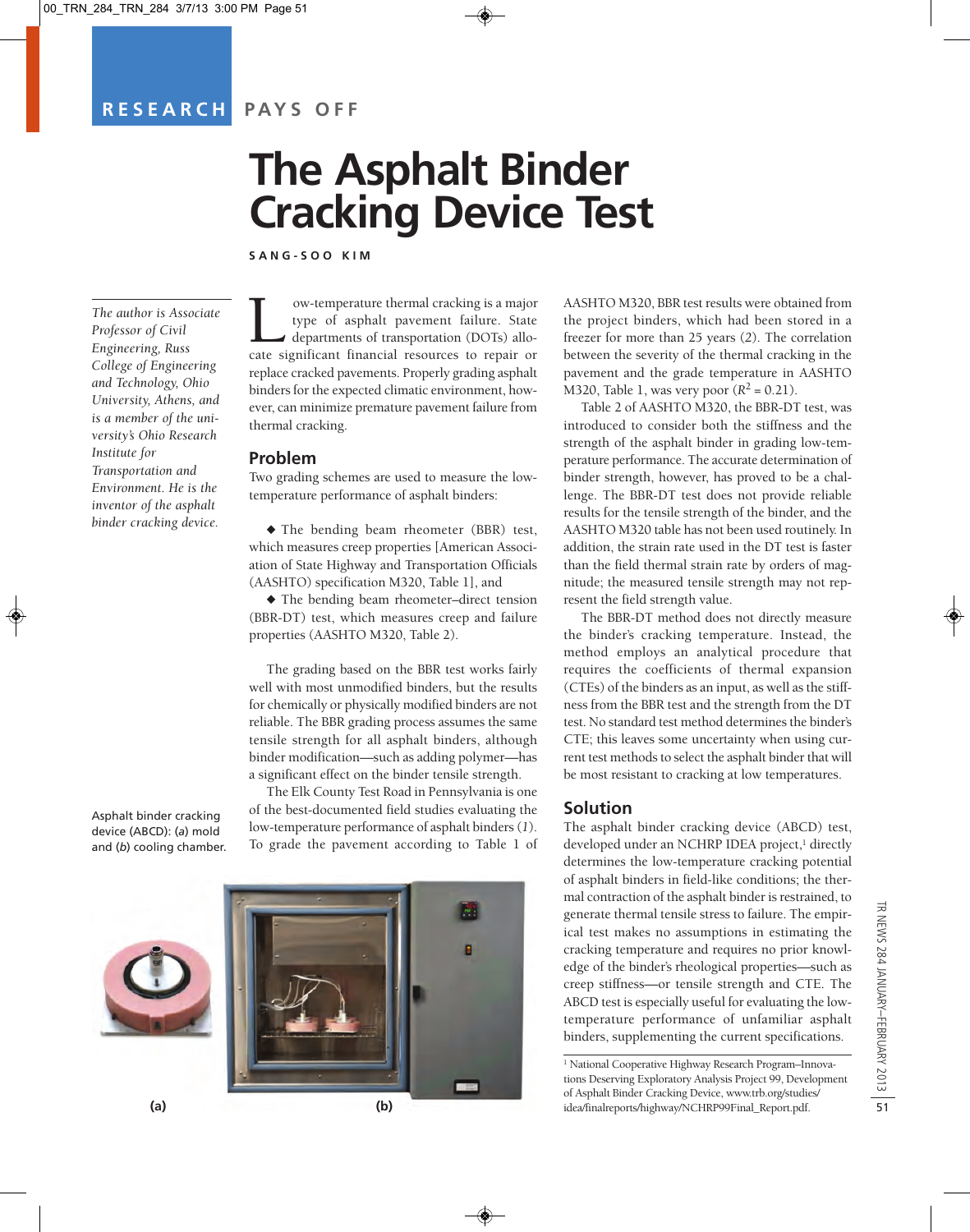RESEARCH PAYS OFF

# The Asphalt Binder Cracking Device Test

SANG-SOO KIM

*The author is Associate Professor of Civil Engineering, Russ College of Engineering and Technology, Ohio University, Athens, and is a member of the university's Ohio Research Institute for Transportation and Environment. He is the inventor of the asphalt binder cracking device.*

Low-temperature thermal cracking is a major type of asphalt pavement failure. State departments of transportation (DOTs) allocate significant financial resources to repair or replace cracked pavements. Properly grading asphalt binders for the expected climatic environment, however, can minimize premature pavement failure from thermal cracking.

## Problem

Two grading schemes are used to measure the low-temperature performance of asphalt binders:

- The bending beam rheometer (BBR) test, which measures creep properties [American Association of State Highway and Transportation Officials (AASHTO) specification M320, Table 1], and
- The bending beam rheometer–direct tension (BBR-DT) test, which measures creep and failure properties (AASHTO M320, Table 2).

The grading based on the BBR test works fairly well with most unmodified binders, but the results for chemically or physically modified binders are not reliable. The BBR grading process assumes the same tensile strength for all asphalt binders, although binder modification—such as adding polymer—has a significant effect on the binder tensile strength.

The Elk County Test Road in Pennsylvania is one of the best-documented field studies evaluating the low-temperature performance of asphalt binders (*1*). To grade the pavement according to Table 1 of AASHTO M320, BBR test results were obtained from the project binders, which had been stored in a freezer for more than 25 years (*2*). The correlation between the severity of the thermal cracking in the pavement and the grade temperature in AASHTO M320, Table 1, was very poor ($R^2 = 0.21$).

Table 2 of AASHTO M320, the BBR-DT test, was introduced to consider both the stiffness and the strength of the asphalt binder in grading low-temperature performance. The accurate determination of binder strength, however, has proved to be a challenge. The BBR-DT test does not provide reliable results for the tensile strength of the binder, and the AASHTO M320 table has not been used routinely. In addition, the strain rate used in the DT test is faster than the field thermal strain rate by orders of magnitude; the measured tensile strength may not represent the field strength value.

The BBR-DT method does not directly measure the binder's cracking temperature. Instead, the method employs an analytical procedure that requires the coefficients of thermal expansion (CTEs) of the binders as an input, as well as the stiffness from the BBR test and the strength from the DT test. No standard test method determines the binder's CTE; this leaves some uncertainty when using current test methods to select the asphalt binder that will be most resistant to cracking at low temperatures.

## Solution

The asphalt binder cracking device (ABCD) test, developed under an NCHRP IDEA project,[1] directly determines the low-temperature cracking potential of asphalt binders in field-like conditions; the thermal contraction of the asphalt binder is restrained, to generate thermal tensile stress to failure. The empirical test makes no assumptions in estimating the cracking temperature and requires no prior knowledge of the binder's rheological properties—such as creep stiffness—or tensile strength and CTE. The ABCD test is especially useful for evaluating the low-temperature performance of unfamiliar asphalt binders, supplementing the current specifications.

Asphalt binder cracking device (ABCD): (*a*) mold and (*b*) cooling chamber.

[1] National Cooperative Highway Research Program–Innovations Deserving Exploratory Analysis Project 99, Development of Asphalt Binder Cracking Device, www.trb.org/studies/idea/finalreports/highway/NCHRP99Final_Report.pdf.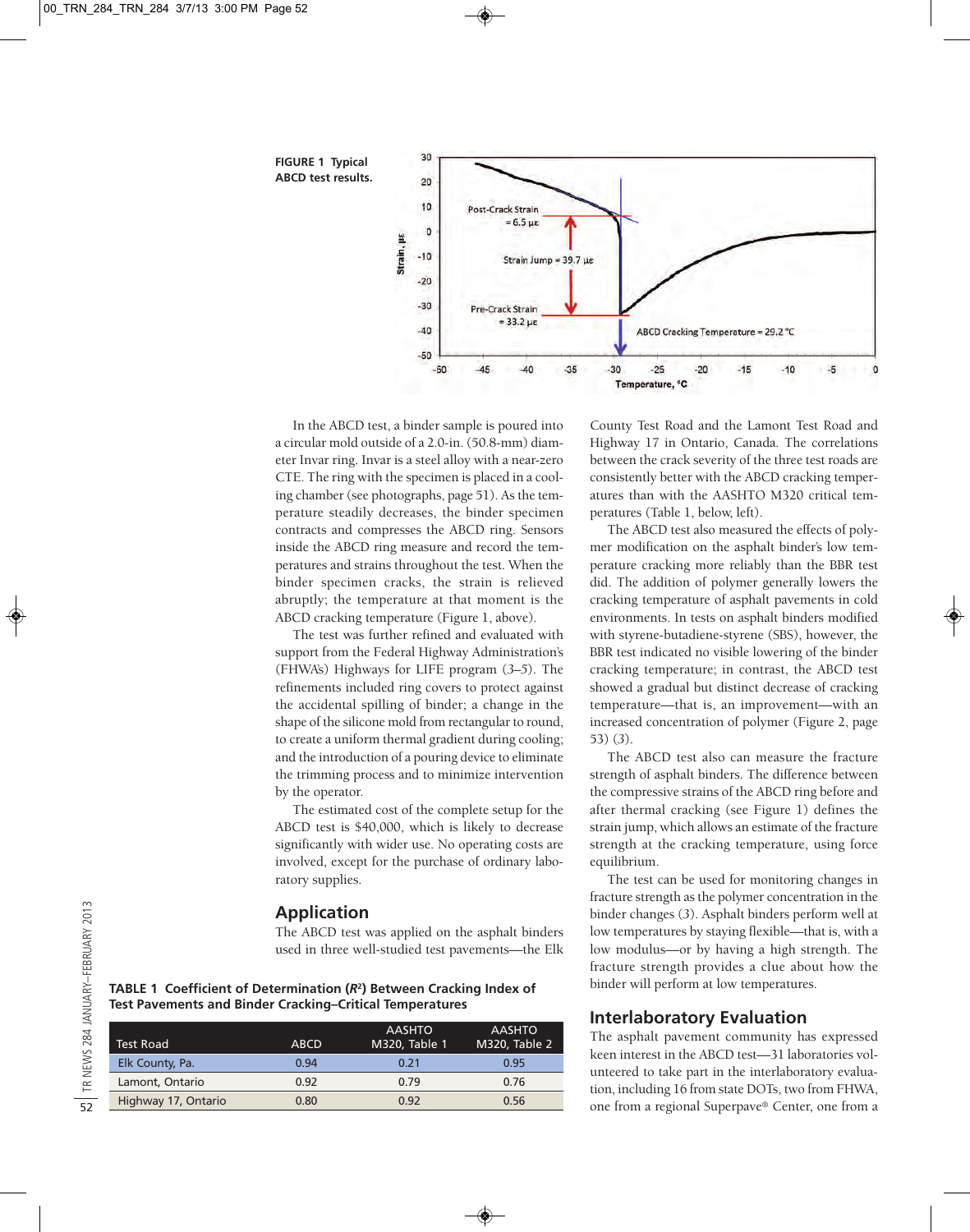FIGURE 1 Typical ABCD test results.

In the ABCD test, a binder sample is poured into a circular mold outside of a 2.0-in. (50.8-mm) diameter Invar ring. Invar is a steel alloy with a near-zero CTE. The ring with the specimen is placed in a cooling chamber (see photographs, page 51). As the temperature steadily decreases, the binder specimen contracts and compresses the ABCD ring. Sensors inside the ABCD ring measure and record the temperatures and strains throughout the test. When the binder specimen cracks, the strain is relieved abruptly; the temperature at that moment is the ABCD cracking temperature (Figure 1, above).

The test was further refined and evaluated with support from the Federal Highway Administration's (FHWA's) Highways for LIFE program (*3–5*). The refinements included ring covers to protect against the accidental spilling of binder; a change in the shape of the silicone mold from rectangular to round, to create a uniform thermal gradient during cooling; and the introduction of a pouring device to eliminate the trimming process and to minimize intervention by the operator.

The estimated cost of the complete setup for the ABCD test is $40,000, which is likely to decrease significantly with wider use. No operating costs are involved, except for the purchase of ordinary laboratory supplies.

## Application

The ABCD test was applied on the asphalt binders used in three well-studied test pavements—the Elk County Test Road and the Lamont Test Road and Highway 17 in Ontario, Canada. The correlations between the crack severity of the three test roads are consistently better with the ABCD cracking temperatures than with the AASHTO M320 critical temperatures (Table 1, below, left).

**TABLE 1 Coefficient of Determination ($R^2$) Between Cracking Index of Test Pavements and Binder Cracking–Critical Temperatures**

| Test Road | ABCD | AASHTO M320, Table 1 | AASHTO M320, Table 2 |
|---|---|---|---|
| Elk County, Pa. | 0.94 | 0.21 | 0.95 |
| Lamont, Ontario | 0.92 | 0.79 | 0.76 |
| Highway 17, Ontario | 0.80 | 0.92 | 0.56 |

The ABCD test also measured the effects of polymer modification on the asphalt binder's low temperature cracking more reliably than the BBR test did. The addition of polymer generally lowers the cracking temperature of asphalt pavements in cold environments. In tests on asphalt binders modified with styrene-butadiene-styrene (SBS), however, the BBR test indicated no visible lowering of the binder cracking temperature; in contrast, the ABCD test showed a gradual but distinct decrease of cracking temperature—that is, an improvement—with an increased concentration of polymer (Figure 2, page 53) (*3*).

The ABCD test also can measure the fracture strength of asphalt binders. The difference between the compressive strains of the ABCD ring before and after thermal cracking (see Figure 1) defines the strain jump, which allows an estimate of the fracture strength at the cracking temperature, using force equilibrium.

The test can be used for monitoring changes in fracture strength as the polymer concentration in the binder changes (*3*). Asphalt binders perform well at low temperatures by staying flexible—that is, with a low modulus—or by having a high strength. The fracture strength provides a clue about how the binder will perform at low temperatures.

## Interlaboratory Evaluation

The asphalt pavement community has expressed keen interest in the ABCD test—31 laboratories volunteered to take part in the interlaboratory evaluation, including 16 from state DOTs, two from FHWA, one from a regional Superpave® Center, one from a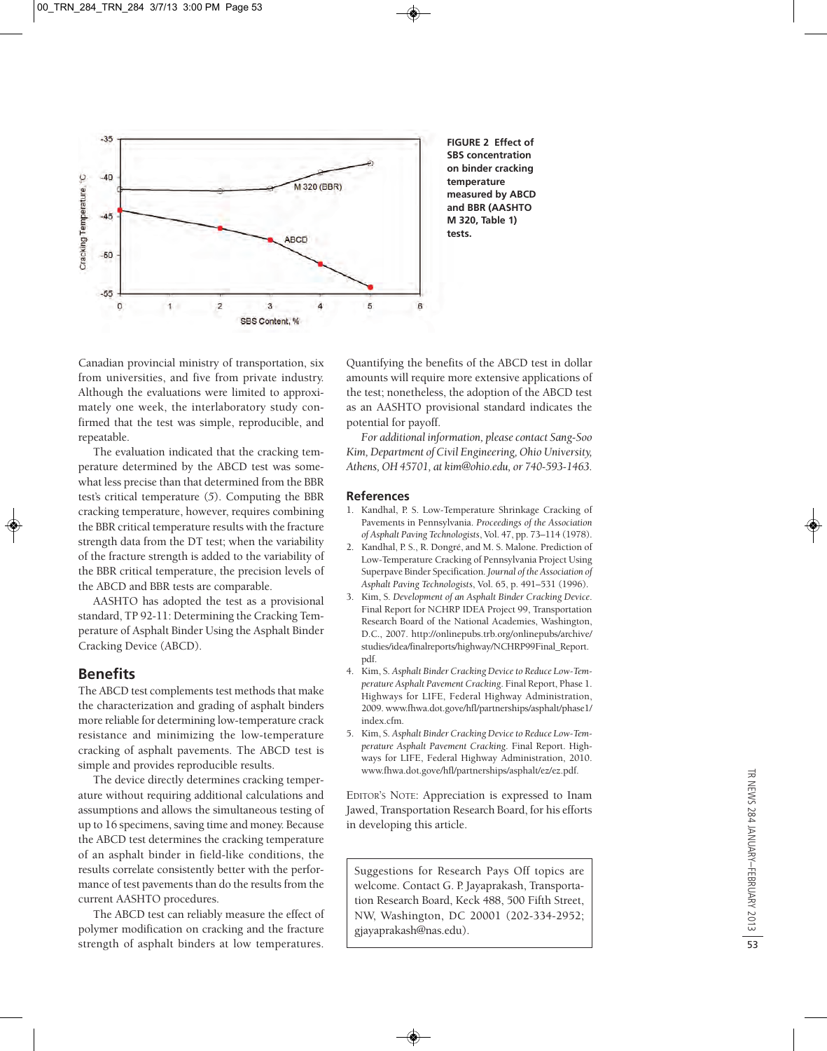-35

-40

-45

-50

-55

Cracking Temperature, °C

0 1 2 3 4 5 6

SBS Content, %

M 320 (BBR)

ABCD

**FIGURE 2 Effect of SBS concentration on binder cracking temperature measured by ABCD and BBR (AASHTO M 320, Table 1) tests.**

Canadian provincial ministry of transportation, six from universities, and five from private industry. Although the evaluations were limited to approximately one week, the interlaboratory study confirmed that the test was simple, reproducible, and repeatable.

The evaluation indicated that the cracking temperature determined by the ABCD test was somewhat less precise than that determined from the BBR test's critical temperature (*5*). Computing the BBR cracking temperature, however, requires combining the BBR critical temperature results with the fracture strength data from the DT test; when the variability of the fracture strength is added to the variability of the BBR critical temperature, the precision levels of the ABCD and BBR tests are comparable.

AASHTO has adopted the test as a provisional standard, TP 92-11: Determining the Cracking Temperature of Asphalt Binder Using the Asphalt Binder Cracking Device (ABCD).

## Benefits

The ABCD test complements test methods that make the characterization and grading of asphalt binders more reliable for determining low-temperature crack resistance and minimizing the low-temperature cracking of asphalt pavements. The ABCD test is simple and provides reproducible results.

The device directly determines cracking temperature without requiring additional calculations and assumptions and allows the simultaneous testing of up to 16 specimens, saving time and money. Because the ABCD test determines the cracking temperature of an asphalt binder in field-like conditions, the results correlate consistently better with the performance of test pavements than do the results from the current AASHTO procedures.

The ABCD test can reliably measure the effect of polymer modification on cracking and the fracture strength of asphalt binders at low temperatures. Quantifying the benefits of the ABCD test in dollar amounts will require more extensive applications of the test; nonetheless, the adoption of the ABCD test as an AASHTO provisional standard indicates the potential for payoff.

*For additional information, please contact Sang-Soo Kim, Department of Civil Engineering, Ohio University, Athens, OH 45701, at kim@ohio.edu, or 740-593-1463.*

## References

1. Kandhal, P. S. Low-Temperature Shrinkage Cracking of Pavements in Pennsylvania. *Proceedings of the Association of Asphalt Paving Technologists*, Vol. 47, pp. 73–114 (1978).
2. Kandhal, P. S., R. Dongré, and M. S. Malone. Prediction of Low-Temperature Cracking of Pennsylvania Project Using Superpave Binder Specification. *Journal of the Association of Asphalt Paving Technologists*, Vol. 65, p. 491–531 (1996).
3. Kim, S. *Development of an Asphalt Binder Cracking Device*. Final Report for NCHRP IDEA Project 99, Transportation Research Board of the National Academies, Washington, D.C., 2007. http://onlinepubs.trb.org/onlinepubs/archive/studies/idea/finalreports/highway/NCHRP99Final_Report.pdf.
4. Kim, S. *Asphalt Binder Cracking Device to Reduce Low-Temperature Asphalt Pavement Cracking*. Final Report, Phase 1. Highways for LIFE, Federal Highway Administration, 2009. www.fhwa.dot.gove/hfl/partnerships/asphalt/phase1/index.cfm.
5. Kim, S. *Asphalt Binder Cracking Device to Reduce Low-Temperature Asphalt Pavement Cracking*. Final Report. Highways for LIFE, Federal Highway Administration, 2010. www.fhwa.dot.gove/hfl/partnerships/asphalt/ez/ez.pdf.

EDITOR'S NOTE: Appreciation is expressed to Inam Jawed, Transportation Research Board, for his efforts in developing this article.

Suggestions for Research Pays Off topics are welcome. Contact G. P. Jayaprakash, Transportation Research Board, Keck 488, 500 Fifth Street, NW, Washington, DC 20001 (202-334-2952; gjayaprakash@nas.edu).